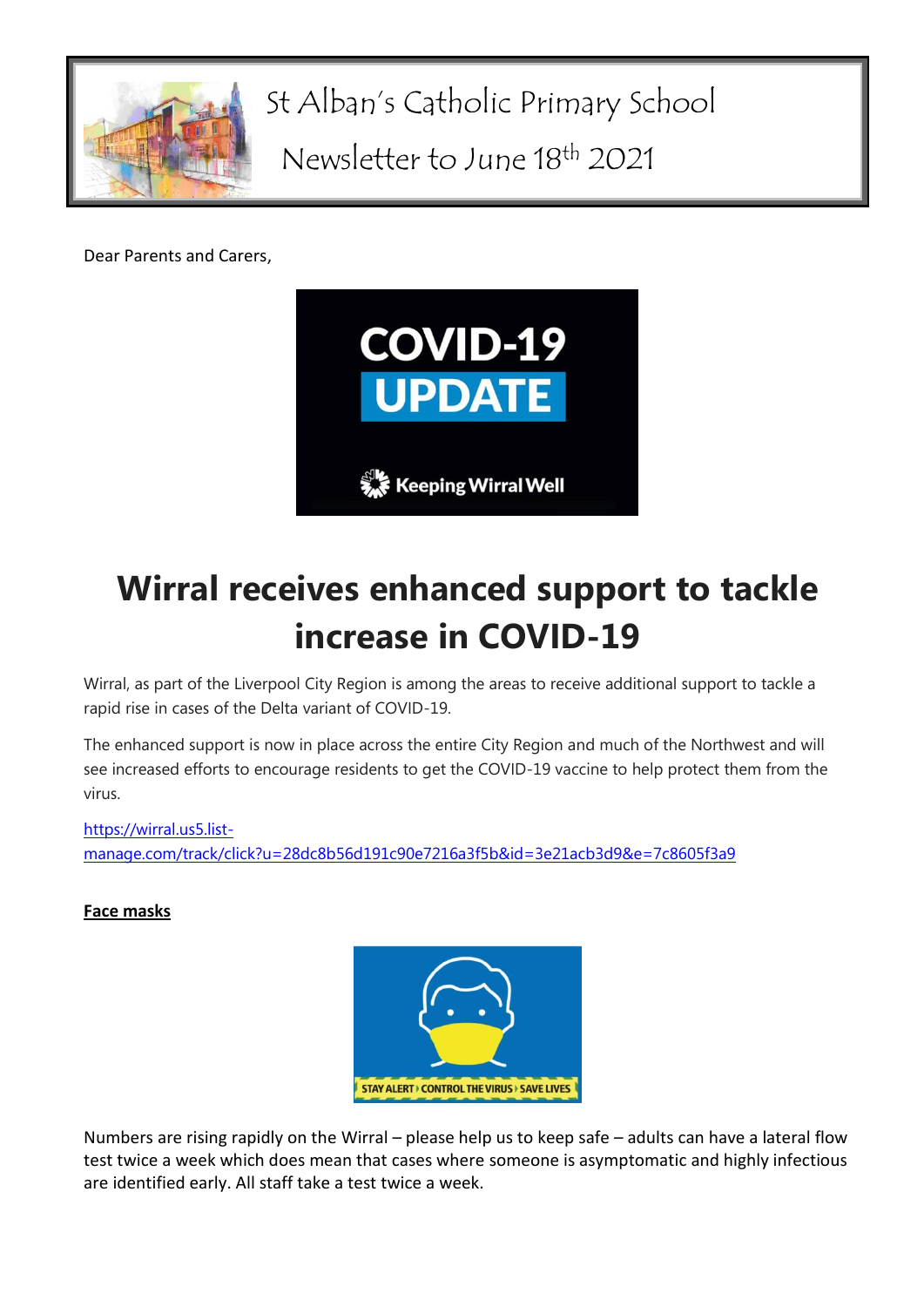# St Alban's Catholic Primary School

## Newsletter to June 18th 2021

Dear Parents and Carers,

# Wirral receives enhanced support to tackle increase in COVID-19

Wirral, as part of the Liverpool City Region is among the areas to receive additional support to tackle a rapid rise in cases of the Delta variant of COVID-19.

The enhanced support is now in place across the entire City Region and much of the Northwest and will see increased efforts to encourage residents to get the COVID-19 vaccine to help protect them from the virus.

https://wirral.us5.list-manage.com/track/click?u=28dc8b56d191c90e7216a3f5b&id=3e21acb3d9&e=7c8605f3a9

**Face masks**

Numbers are rising rapidly on the Wirral – please help us to keep safe – adults can have a lateral flow test twice a week which does mean that cases where someone is asymptomatic and highly infectious are identified early. All staff take a test twice a week.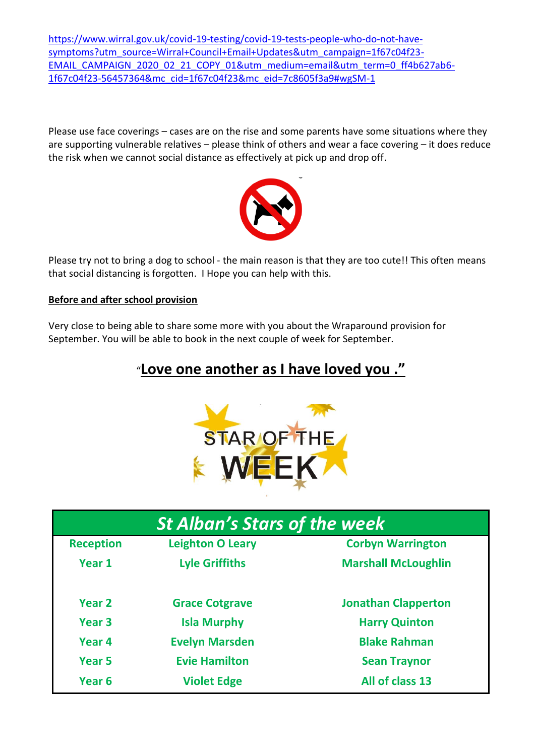https://www.wirral.gov.uk/covid-19-testing/covid-19-tests-people-who-do-not-have-symptoms?utm_source=Wirral+Council+Email+Updates&utm_campaign=1f67c04f23-EMAIL_CAMPAIGN_2020_02_21_COPY_01&utm_medium=email&utm_term=0_ff4b627ab6-1f67c04f23-56457364&mc_cid=1f67c04f23&mc_eid=7c8605f3a9#wgSM-1

Please use face coverings – cases are on the rise and some parents have some situations where they are supporting vulnerable relatives – please think of others and wear a face covering – it does reduce the risk when we cannot social distance as effectively at pick up and drop off.

Please try not to bring a dog to school - the main reason is that they are too cute!! This often means that social distancing is forgotten. I Hope you can help with this.

**Before and after school provision**

Very close to being able to share some more with you about the Wraparound provision for September. You will be able to book in the next couple of week for September.

## "Love one another as I have loved you ."

STAR OF THE WEEK

| *St Alban's Stars of the week* | | |
|---|---|---|
| **Reception** | **Leighton O Leary** | **Corbyn Warrington** |
| **Year 1** | **Lyle Griffiths** | **Marshall McLoughlin** |
| **Year 2** | **Grace Cotgrave** | **Jonathan Clapperton** |
| **Year 3** | **Isla Murphy** | **Harry Quinton** |
| **Year 4** | **Evelyn Marsden** | **Blake Rahman** |
| **Year 5** | **Evie Hamilton** | **Sean Traynor** |
| **Year 6** | **Violet Edge** | **All of class 13** |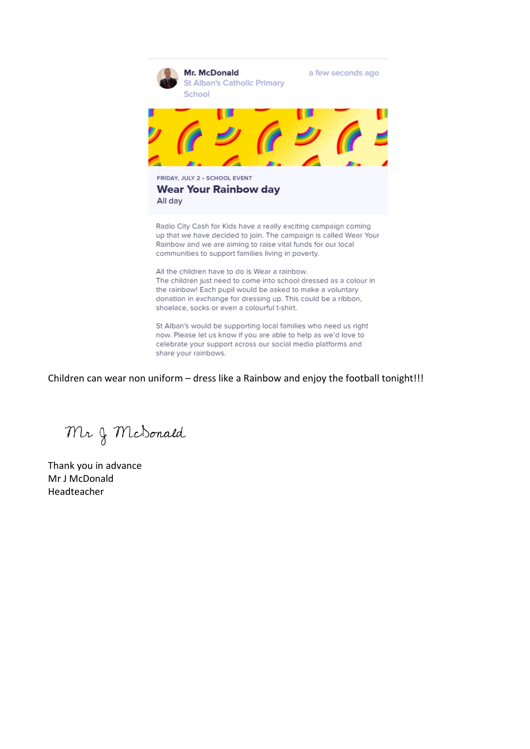**Mr. McDonald**
St Alban's Catholic Primary School

a few seconds ago

FRIDAY, JULY 2 • SCHOOL EVENT

### Wear Your Rainbow day

All day

Radio City Cash for Kids have a really exciting campaign coming up that we have decided to join. The campaign is called Wear Your Rainbow and we are aiming to raise vital funds for our local communities to support families living in poverty.

All the children have to do is Wear a rainbow.
The children just need to come into school dressed as a colour in the rainbow! Each pupil would be asked to make a voluntary donation in exchange for dressing up. This could be a ribbon, shoelace, socks or even a colourful t-shirt.

St Alban's would be supporting local families who need us right now. Please let us know if you are able to help as we'd love to celebrate your support across our social media platforms and share your rainbows.

Children can wear non uniform – dress like a Rainbow and enjoy the football tonight!!!

Mr J McDonald

Thank you in advance
Mr J McDonald
Headteacher